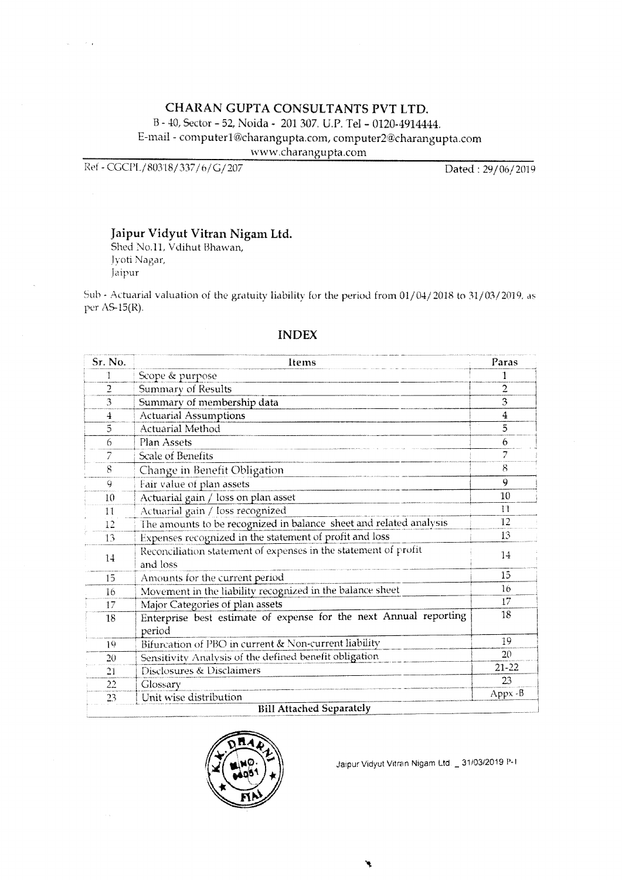# CHARAN GUPTA CONSULTANTS PVT LTD.

B - 40, Sector - 52, Noida - 201 307. U.P. Tel - 0120-4914444.
E-mail - computer1@charangupta.com, computer2@charangupta.com
www.charangupta.com

Ref - CGCPL/80318/337/6/G/207 Dated : 29/06/2019

**Jaipur Vidyut Vitran Nigam Ltd.**
Shed No.11, Vdihut Bhawan,
Jyoti Nagar,
Jaipur

Sub - Actuarial valuation of the gratuity liability for the period from 01/04/2018 to 31/03/2019, as per AS-15(R).

## INDEX

| Sr. No. | Items | Paras |
|---|---|---|
| 1 | Scope & purpose | 1 |
| 2 | Summary of Results | 2 |
| 3 | Summary of membership data | 3 |
| 4 | Actuarial Assumptions | 4 |
| 5 | Actuarial Method | 5 |
| 6 | Plan Assets | 6 |
| 7 | Scale of Benefits | 7 |
| 8 | Change in Benefit Obligation | 8 |
| 9 | Fair value of plan assets | 9 |
| 10 | Actuarial gain / loss on plan asset | 10 |
| 11 | Actuarial gain / loss recognized | 11 |
| 12 | The amounts to be recognized in balance sheet and related analysis | 12 |
| 13 | Expenses recognized in the statement of profit and loss | 13 |
| 14 | Reconciliation statement of expenses in the statement of profit and loss | 14 |
| 15 | Amounts for the current period | 15 |
| 16 | Movement in the liability recognized in the balance sheet | 16 |
| 17 | Major Categories of plan assets | 17 |
| 18 | Enterprise best estimate of expense for the next Annual reporting period | 18 |
| 19 | Bifurcation of PBO in current & Non-current liability | 19 |
| 20 | Sensitivity Analysis of the defined benefit obligation | 20 |
| 21 | Disclosures & Disclaimers | 21-22 |
| 22 | Glossary | 23 |
| 23 | Unit wise distribution | Appx -B |
| | **Bill Attached Separately** | |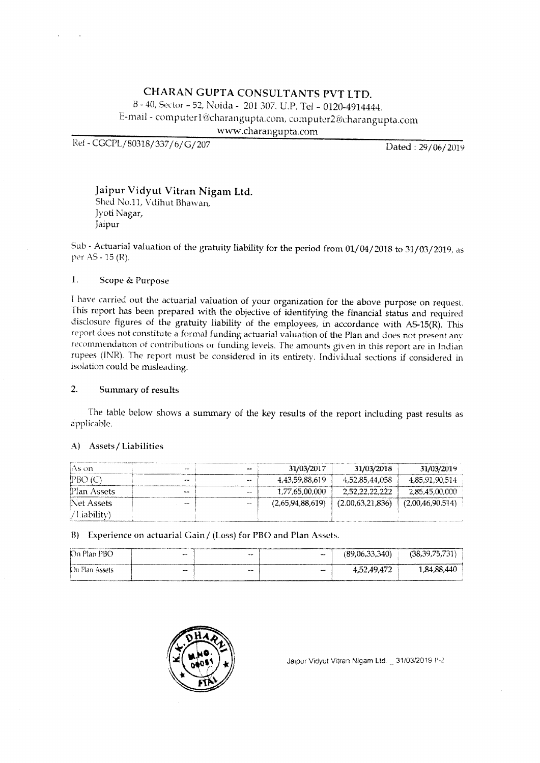# CHARAN GUPTA CONSULTANTS PVT LTD.

B - 40, Sector – 52, Noida - 201 307. U.P. Tel – 0120-4914444.
E-mail - computer1@charangupta.com, computer2@charangupta.com
www.charangupta.com

Ref - CGCPL/80318/337/6/G/207 Dated : 29/06/2019

**Jaipur Vidyut Vitran Nigam Ltd.**
Shed No.11, Vdihut Bhawan,
Jyoti Nagar,
Jaipur

Sub - Actuarial valuation of the gratuity liability for the period from 01/04/2018 to 31/03/2019, as per AS - 15 (R).

## 1. Scope & Purpose

I have carried out the actuarial valuation of your organization for the above purpose on request. This report has been prepared with the objective of identifying the financial status and required disclosure figures of the gratuity liability of the employees, in accordance with AS-15(R). This report does not constitute a formal funding actuarial valuation of the Plan and does not present any recommendation of contributions or funding levels. The amounts given in this report are in Indian rupees (INR). The report must be considered in its entirety. Individual sections if considered in isolation could be misleading.

## 2. Summary of results

The table below shows a summary of the key results of the report including past results as applicable.

### A) Assets / Liabilities

| As on | -- | -- | 31/03/2017 | 31/03/2018 | 31/03/2019 |
|---|---|---|---|---|---|
| PBO (C) | -- | -- | 4,43,59,88,619 | 4,52,85,44,058 | 4,85,91,90,514 |
| Plan Assets | -- | -- | 1,77,65,00,000 | 2,52,22,22,222 | 2,85,45,00,000 |
| Net Assets /Liability) | -- | -- | (2,65,94,88,619) | (2,00,63,21,836) | (2,00,46,90,514) |

### B) Experience on actuarial Gain / (Loss) for PBO and Plan Assets.

| | | | | | |
|---|---|---|---|---|---|
| On Plan PBO | -- | -- | -- | (89,06,33,340) | (38,39,75,731) |
| On Plan Assets | -- | -- | -- | 4,52,49,472 | 1,84,88,440 |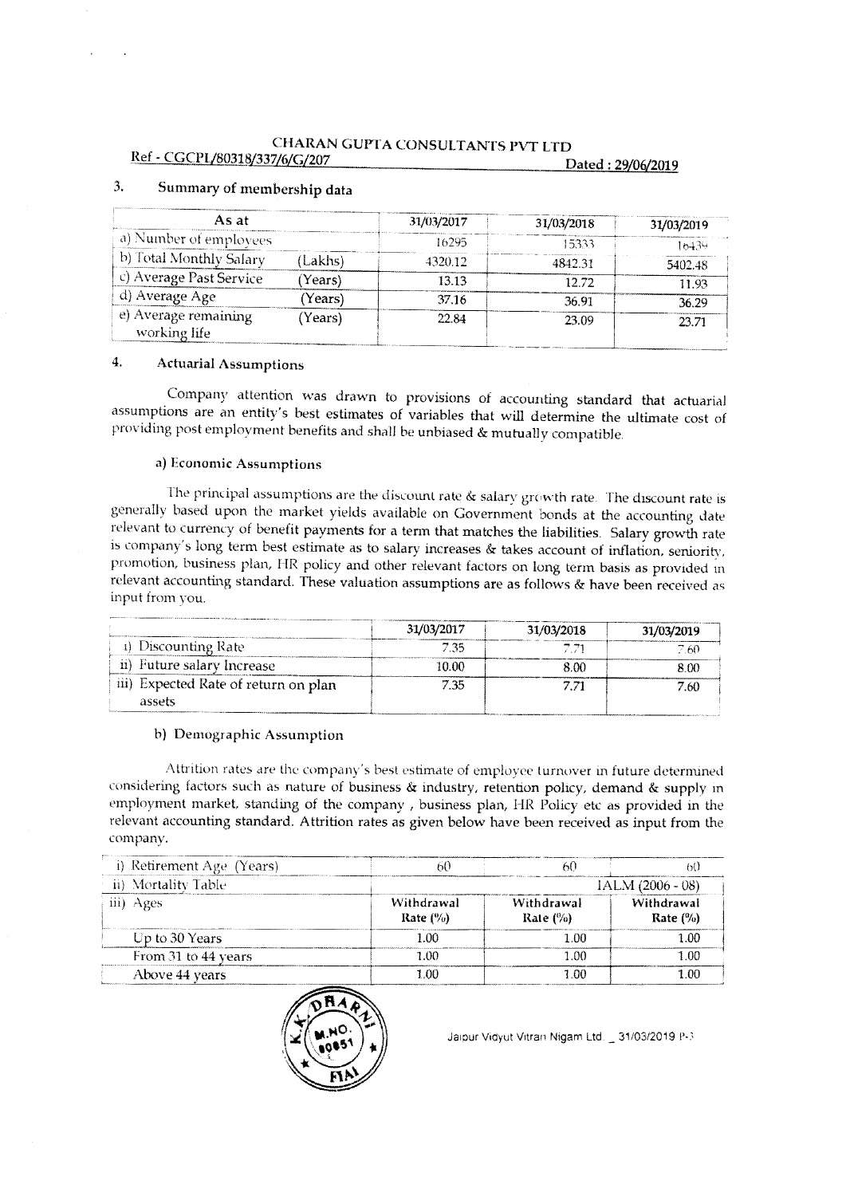CHARAN GUPTA CONSULTANTS PVT LTD

Ref - CGCPL/80318/337/6/G/207 Dated : 29/06/2019

## 3. Summary of membership data

| As at | | 31/03/2017 | 31/03/2018 | 31/03/2019 |
|---|---|---|---|---|
| a) Number of employees | | 16295 | 15333 | 16439 |
| b) Total Monthly Salary | (Lakhs) | 4320.12 | 4842.31 | 5402.48 |
| c) Average Past Service | (Years) | 13.13 | 12.72 | 11.93 |
| d) Average Age | (Years) | 37.16 | 36.91 | 36.29 |
| e) Average remaining working life | (Years) | 22.84 | 23.09 | 23.71 |

## 4. Actuarial Assumptions

Company attention was drawn to provisions of accounting standard that actuarial assumptions are an entity's best estimates of variables that will determine the ultimate cost of providing post employment benefits and shall be unbiased & mutually compatible.

### a) Economic Assumptions

The principal assumptions are the discount rate & salary growth rate. The discount rate is generally based upon the market yields available on Government bonds at the accounting date relevant to currency of benefit payments for a term that matches the liabilities. Salary growth rate is company's long term best estimate as to salary increases & takes account of inflation, seniority, promotion, business plan, HR policy and other relevant factors on long term basis as provided in relevant accounting standard. These valuation assumptions are as follows & have been received as input from you.

| | 31/03/2017 | 31/03/2018 | 31/03/2019 |
|---|---|---|---|
| i) Discounting Rate | 7.35 | 7.71 | 7.60 |
| ii) Future salary Increase | 10.00 | 8.00 | 8.00 |
| iii) Expected Rate of return on plan assets | 7.35 | 7.71 | 7.60 |

### b) Demographic Assumption

Attrition rates are the company's best estimate of employee turnover in future determined considering factors such as nature of business & industry, retention policy, demand & supply in employment market, standing of the company , business plan, HR Policy etc as provided in the relevant accounting standard. Attrition rates as given below have been received as input from the company.

| i) Retirement Age (Years) | 60 | 60 | 60 |
|---|---|---|---|
| ii) Mortality Table | | | IALM (2006 - 08) |
| iii) Ages | Withdrawal Rate (%) | Withdrawal Rate (%) | Withdrawal Rate (%) |
| Up to 30 Years | 1.00 | 1.00 | 1.00 |
| From 31 to 44 years | 1.00 | 1.00 | 1.00 |
| Above 44 years | 1.00 | 1.00 | 1.00 |

Jaipur Vidyut Vitran Nigam Ltd _ 31/03/2019 P-3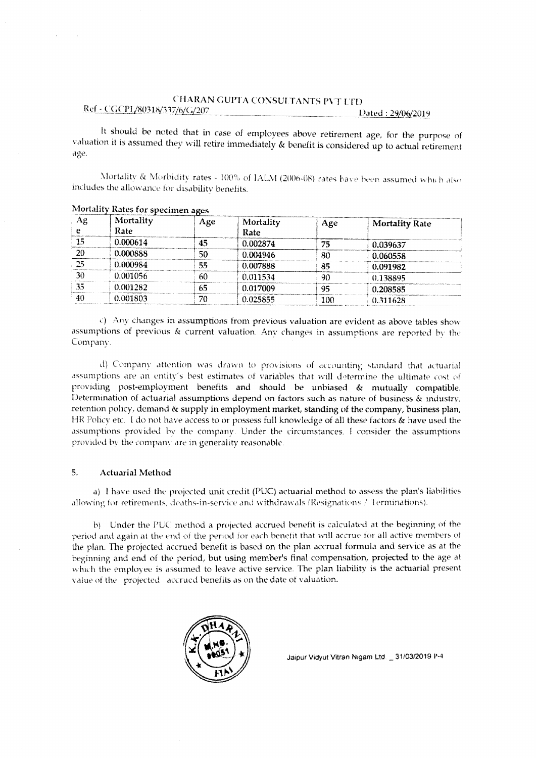CHARAN GUPTA CONSULTANTS PVT LTD

Ref - CGCPL/80318/337/6/G/207 Dated : 29/06/2019

It should be noted that in case of employees above retirement age, for the purpose of valuation it is assumed they will retire immediately & benefit is considered up to actual retirement age.

Mortality & Morbidity rates - 100% of IALM (2006-08) rates have been assumed which also includes the allowance for disability benefits.

**Mortality Rates for specimen ages**

| Age | Mortality Rate | Age | Mortality Rate | Age | Mortality Rate |
|---|---|---|---|---|---|
| 15 | 0.000614 | 45 | 0.002874 | 75 | 0.039637 |
| 20 | 0.000888 | 50 | 0.004946 | 80 | 0.060558 |
| 25 | 0.000984 | 55 | 0.007888 | 85 | 0.091982 |
| 30 | 0.001056 | 60 | 0.011534 | 90 | 0.138895 |
| 35 | 0.001282 | 65 | 0.017009 | 95 | 0.208585 |
| 40 | 0.001803 | 70 | 0.025855 | 100 | 0.311628 |

c) Any changes in assumptions from previous valuation are evident as above tables show assumptions of previous & current valuation. Any changes in assumptions are reported by the Company.

d) Company attention was drawn to provisions of accounting standard that actuarial assumptions are an entity's best estimates of variables that will determine the ultimate cost of providing post-employment benefits and should be unbiased & mutually compatible. Determination of actuarial assumptions depend on factors such as nature of business & industry, retention policy, demand & supply in employment market, standing of the company, business plan, HR Policy etc. I do not have access to or possess full knowledge of all these factors & have used the assumptions provided by the company. Under the circumstances, I consider the assumptions provided by the company are in generality reasonable.

## 5. Actuarial Method

a) I have used the projected unit credit (PUC) actuarial method to assess the plan's liabilities allowing for retirements, deaths-in-service and withdrawals (Resignations / Terminations).

b) Under the PUC method a projected accrued benefit is calculated at the beginning of the period and again at the end of the period for each benefit that will accrue for all active members of the plan. The projected accrued benefit is based on the plan accrual formula and service as at the beginning and end of the period, but using member's final compensation, projected to the age at which the employee is assumed to leave active service. The plan liability is the actuarial present value of the projected accrued benefits as on the date of valuation.

Jaipur Vidyut Vitran Nigam Ltd _ 31/03/2019 P-4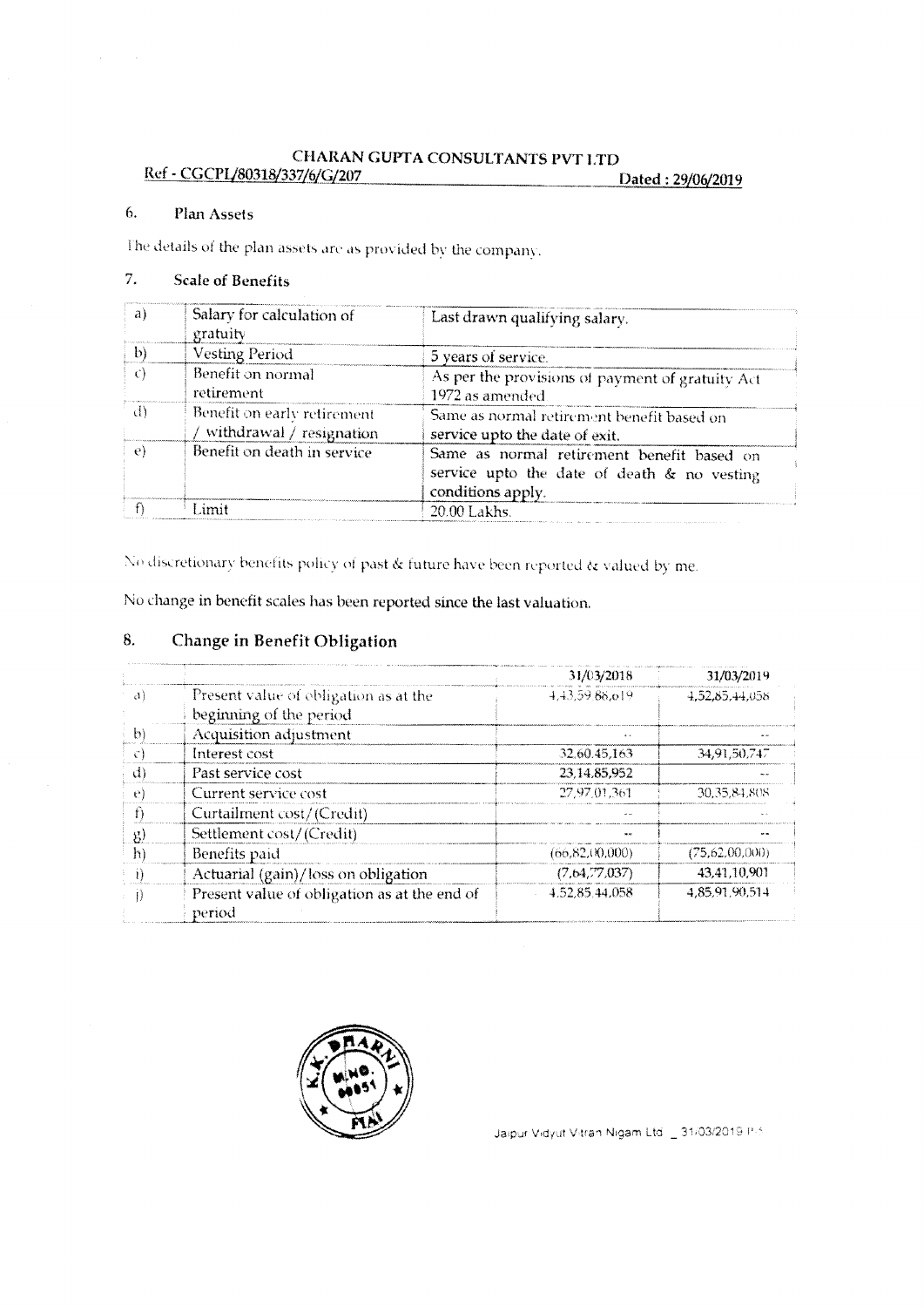CHARAN GUPTA CONSULTANTS PVT LTD

Ref - CGCPL/80318/337/6/G/207 Dated : 29/06/2019

## 6. Plan Assets

The details of the plan assets are as provided by the company.

## 7. Scale of Benefits

| | | |
|---|---|---|
| a) | Salary for calculation of gratuity | Last drawn qualifying salary. |
| b) | Vesting Period | 5 years of service. |
| c) | Benefit on normal retirement | As per the provisions of payment of gratuity Act 1972 as amended |
| d) | Benefit on early retirement / withdrawal / resignation | Same as normal retirement benefit based on service upto the date of exit. |
| e) | Benefit on death in service | Same as normal retirement benefit based on service upto the date of death & no vesting conditions apply. |
| f) | Limit | 20.00 Lakhs. |

No discretionary benefits policy of past & future have been reported & valued by me.

No change in benefit scales has been reported since the last valuation.

## 8. Change in Benefit Obligation

| | | 31/03/2018 | 31/03/2019 |
|---|---|---|---|
| a) | Present value of obligation as at the beginning of the period | 4,43,59,88,619 | 4,52,85,44,058 |
| b) | Acquisition adjustment | -- | -- |
| c) | Interest cost | 32,60,45,163 | 34,91,50,747 |
| d) | Past service cost | 23,14,85,952 | -- |
| e) | Current service cost | 27,97,01,361 | 30,35,84,808 |
| f) | Curtailment cost/(Credit) | -- | -- |
| g) | Settlement cost/(Credit) | -- | -- |
| h) | Benefits paid | (66,82,00,000) | (75,62,00,000) |
| i) | Actuarial (gain)/loss on obligation | (7,64,77,037) | 43,41,10,901 |
| j) | Present value of obligation as at the end of period | 4,52,85,44,058 | 4,85,91,90,514 |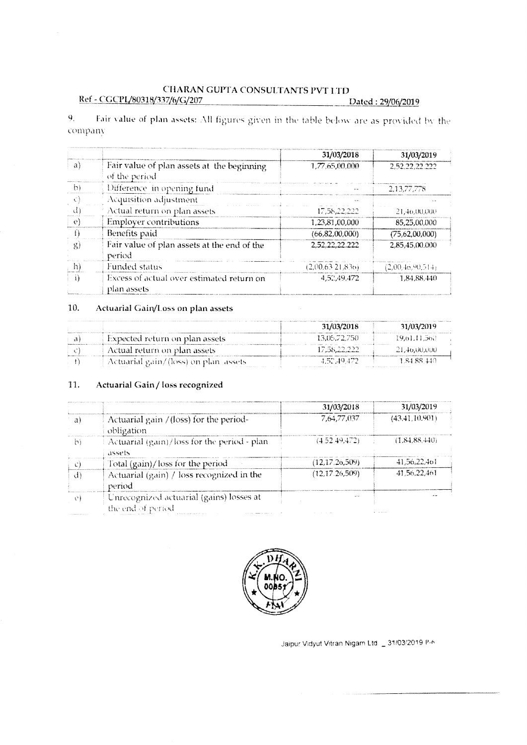# CHARAN GUPTA CONSULTANTS PVT LTD

Ref - CGCPL/80318/337/6/G/207 Dated : 29/06/2019

9. Fair value of plan assets: All figures given in the table below are as provided by the company

| | | 31/03/2018 | 31/03/2019 |
|---|---|---|---|
| a) | Fair value of plan assets at the beginning of the period | 1,77,65,00,000 | 2,52,22,22,222 |
| b) | Difference in opening fund | -- | 2,13,77,778 |
| c) | Acquisition adjustment | -- | -- |
| d) | Actual return on plan assets | 17,58,22,222 | 21,46,00,000 |
| e) | Employer contributions | 1,23,81,00,000 | 85,25,00,000 |
| f) | Benefits paid | (66,82,00,000) | (75,62,00,000) |
| g) | Fair value of plan assets at the end of the period | 2,52,22,22,222 | 2,85,45,00,000 |
| h) | Funded status | (2,00,63,21,836) | (2,00,46,90,514) |
| i) | Excess of actual over estimated return on plan assets | 4,52,49,472 | 1,84,88,440 |

## 10. Actuarial Gain/Loss on plan assets

| | | 31/03/2018 | 31/03/2019 |
|---|---|---|---|
| a) | Expected return on plan assets | 13,05,72,750 | 19,61,11,560 |
| c) | Actual return on plan assets | 17,58,22,222 | 21,46,00,000 |
| f) | Actuarial gain/(loss) on plan assets | 4,52,49,472 | 1,84,88,440 |

## 11. Actuarial Gain / loss recognized

| | | 31/03/2018 | 31/03/2019 |
|---|---|---|---|
| a) | Actuarial gain / (loss) for the period-obligation | 7,64,77,037 | (43,41,10,901) |
| b) | Actuarial (gain)/loss for the period - plan assets | (4,52,49,472) | (1,84,88,440) |
| c) | Total (gain)/loss for the period | (12,17,26,509) | 41,56,22,461 |
| d) | Actuarial (gain) / loss recognized in the period | (12,17,26,509) | 41,56,22,461 |
| e) | Unrecognized actuarial (gains) losses at the end of period | -- | -- |

K.K. DHARNI M.NO. 00851 FIAI

Jaipur Vidyut Vitran Nigam Ltd _ 31/03/2019 P-6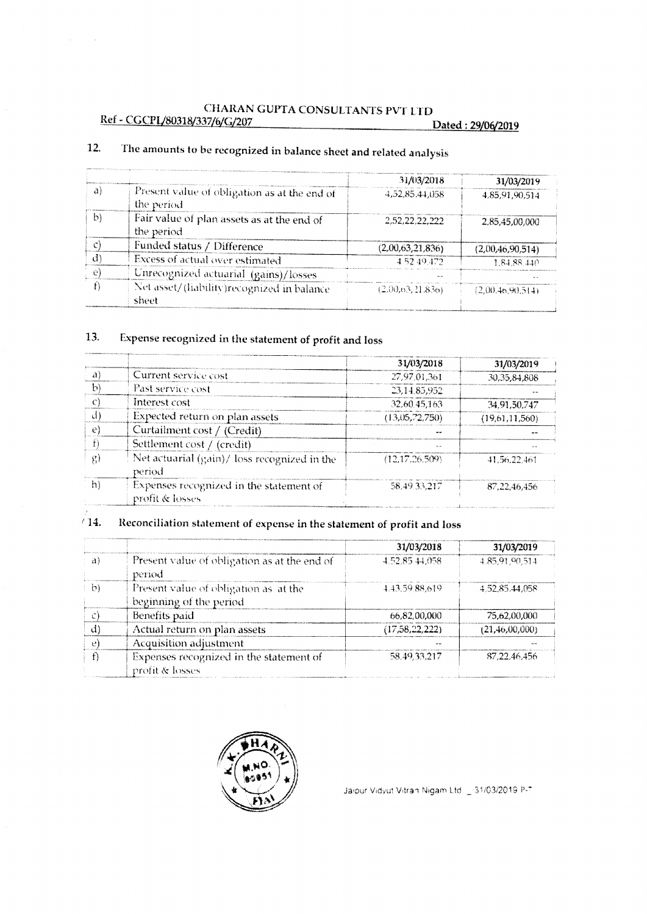CHARAN GUPTA CONSULTANTS PVT LTD

Ref - CGCPL/80318/337/6/G/207 Dated : 29/06/2019

## 12. The amounts to be recognized in balance sheet and related analysis

| | | 31/03/2018 | 31/03/2019 |
|---|---|---|---|
| a) | Present value of obligation as at the end of the period | 4,52,85,44,058 | 4,85,91,90,514 |
| b) | Fair value of plan assets as at the end of the period | 2,52,22,22,222 | 2,85,45,00,000 |
| c) | Funded status / Difference | (2,00,63,21,836) | (2,00,46,90,514) |
| d) | Excess of actual over estimated | 4 52 49 472 | 1,84,88 440 |
| e) | Unrecognized actuarial (gains)/losses | -- | -- |
| f) | Net asset/(liability)recognized in balance sheet | (2,00,63,21,836) | (2,00,46,90,514) |

## 13. Expense recognized in the statement of profit and loss

| | | 31/03/2018 | 31/03/2019 |
|---|---|---|---|
| a) | Current service cost | 27,97,01,361 | 30,35,84,808 |
| b) | Past service cost | 23,14,85,952 | -- |
| c) | Interest cost | 32,60 45,163 | 34,91,50,747 |
| d) | Expected return on plan assets | (13,05,72,750) | (19,61,11,560) |
| e) | Curtailment cost / (Credit) | -- | -- |
| f) | Settlement cost / (credit) | -- | -- |
| g) | Net actuarial (gain)/ loss recognized in the period | (12,17,26,509) | 41,56,22,461 |
| h) | Expenses recognized in the statement of profit & losses | 58,49 33,217 | 87,22,46,456 |

## 14. Reconciliation statement of expense in the statement of profit and loss

| | | 31/03/2018 | 31/03/2019 |
|---|---|---|---|
| a) | Present value of obligation as at the end of period | 4,52,85 44,058 | 4,85,91,90,514 |
| b) | Present value of obligation as at the beginning of the period | 4,43,59,88,619 | 4,52,85,44,058 |
| c) | Benefits paid | 66,82,00,000 | 75,62,00,000 |
| d) | Actual return on plan assets | (17,58,22,222) | (21,46,00,000) |
| e) | Acquisition adjustment | -- | -- |
| f) | Expenses recognized in the statement of profit & losses | 58,49,33,217 | 87,22,46,456 |

Jaipur Vidyut Vitran Nigam Ltd _ 31/03/2019 P-7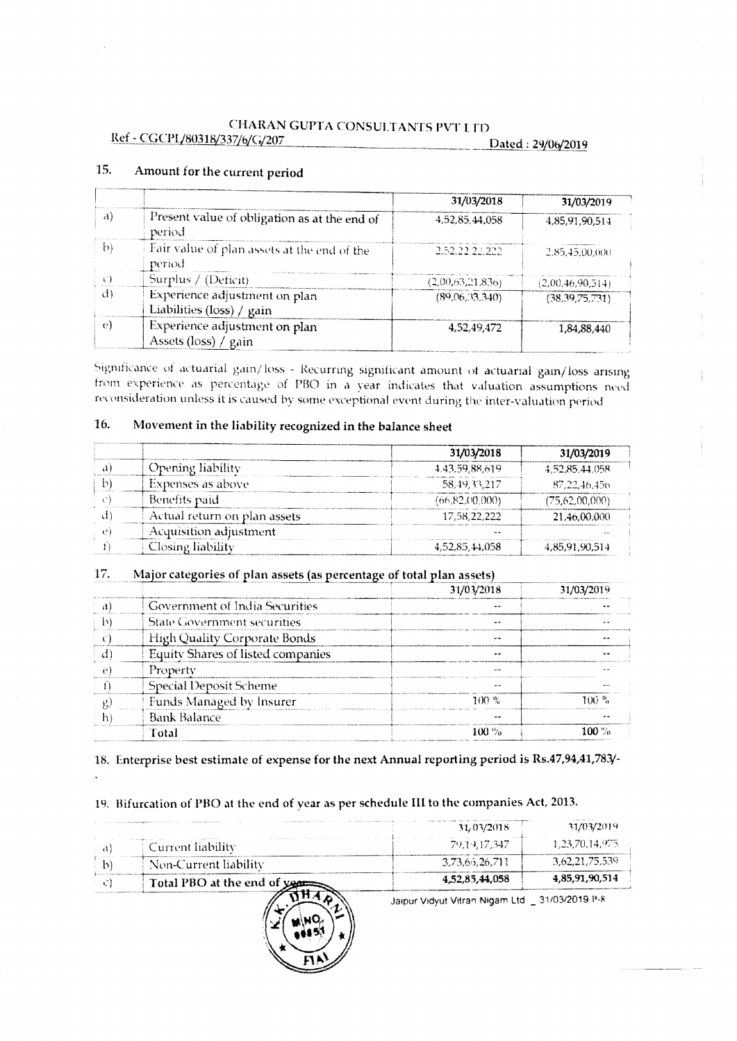CHARAN GUPTA CONSULTANTS PVT LTD

Ref - CGCPL/80318/337/6/G/207 Dated : 29/06/2019

## 15. Amount for the current period

| | | 31/03/2018 | 31/03/2019 |
|---|---|---|---|
| a) | Present value of obligation as at the end of period | 4,52,85,44,058 | 4,85,91,90,514 |
| b) | Fair value of plan assets at the end of the period | 2,52,22,22,222 | 2,85,45,00,000 |
| c) | Surplus / (Deficit) | (2,00,63,21,836) | (2,00,46,90,514) |
| d) | Experience adjustment on plan Liabilities (loss) / gain | (89,06,33,340) | (38,39,75,731) |
| e) | Experience adjustment on plan Assets (loss) / gain | 4,52,49,472 | 1,84,88,440 |

Significance of actuarial gain/loss - Recurring significant amount of actuarial gain/loss arising from experience as percentage of PBO in a year indicates that valuation assumptions need reconsideration unless it is caused by some exceptional event during the inter-valuation period

## 16. Movement in the liability recognized in the balance sheet

| | | 31/03/2018 | 31/03/2019 |
|---|---|---|---|
| a) | Opening liability | 4,43,59,88,619 | 4,52,85,44,058 |
| b) | Expenses as above | 58,49,33,217 | 87,22,46,456 |
| c) | Benefits paid | (66,82,00,000) | (75,62,00,000) |
| d) | Actual return on plan assets | 17,58,22,222 | 21,46,00,000 |
| e) | Acquisition adjustment | -- | -- |
| f) | Closing liability | 4,52,85,44,058 | 4,85,91,90,514 |

## 17. Major categories of plan assets (as percentage of total plan assets)

| | | 31/03/2018 | 31/03/2019 |
|---|---|---|---|
| a) | Government of India Securities | -- | -- |
| b) | State Government securities | -- | -- |
| c) | High Quality Corporate Bonds | -- | -- |
| d) | Equity Shares of listed companies | -- | -- |
| e) | Property | -- | -- |
| f) | Special Deposit Scheme | -- | -- |
| g) | Funds Managed by Insurer | 100 % | 100 % |
| h) | Bank Balance | -- | -- |
| | Total | 100 % | 100 % |

## 18. Enterprise best estimate of expense for the next Annual reporting period is Rs.47,94,41,783/-

## 19. Bifurcation of PBO at the end of year as per schedule III to the companies Act, 2013.

| | | 31/03/2018 | 31/03/2019 |
|---|---|---|---|
| a) | Current liability | 79,19,17,347 | 1,23,70,14,975 |
| b) | Non-Current liability | 3,73,66,26,711 | 3,62,21,75,539 |
| c) | **Total PBO at the end of year** | **4,52,85,44,058** | **4,85,91,90,514** |

Jaipur Vidyut Vitran Nigam Ltd _ 31/03/2019 P-8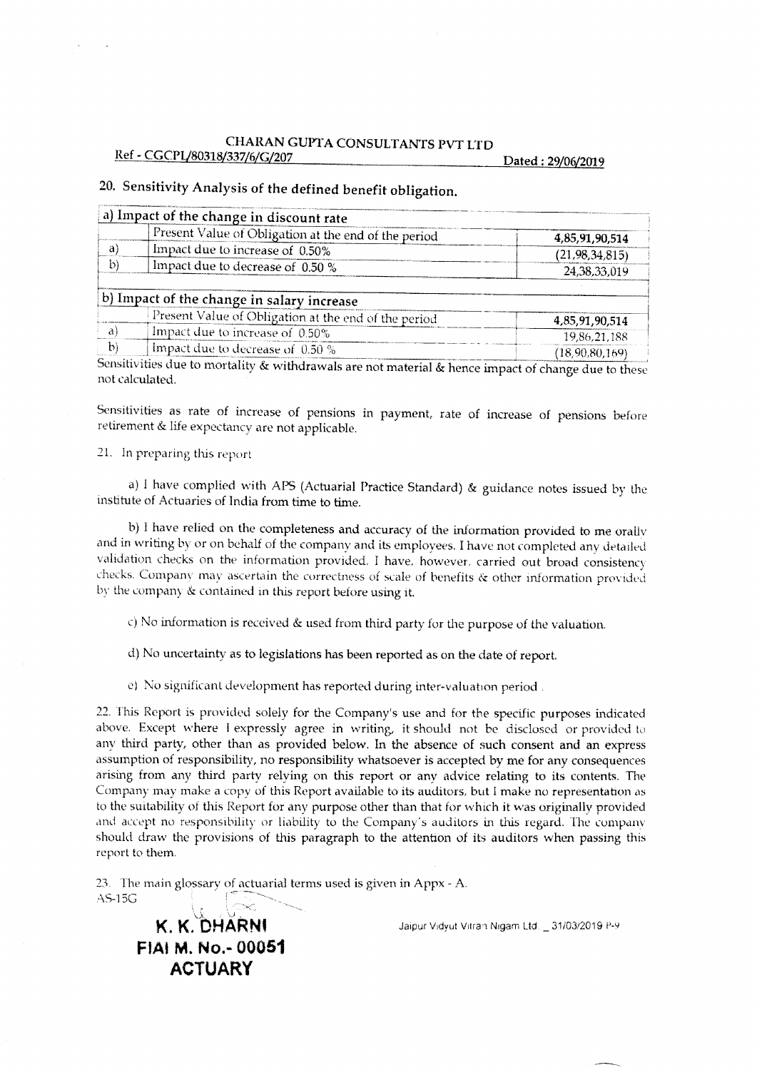CHARAN GUPTA CONSULTANTS PVT LTD

Ref - CGCPL/80318/337/6/G/207 Dated : 29/06/2019

## 20. Sensitivity Analysis of the defined benefit obligation.

| a) Impact of the change in discount rate | | |
|---|---|---|
| | Present Value of Obligation at the end of the period | **4,85,91,90,514** |
| a) | Impact due to increase of 0.50% | (21,98,34,815) |
| b) | Impact due to decrease of 0.50 % | 24,38,33,019 |

| b) Impact of the change in salary increase | | |
|---|---|---|
| | Present Value of Obligation at the end of the period | **4,85,91,90,514** |
| a) | Impact due to increase of 0.50% | 19,86,21,188 |
| b) | Impact due to decrease of 0.50 % | (18,90,80,169) |

Sensitivities due to mortality & withdrawals are not material & hence impact of change due to these not calculated.

Sensitivities as rate of increase of pensions in payment, rate of increase of pensions before retirement & life expectancy are not applicable.

21. In preparing this report

a) I have complied with APS (Actuarial Practice Standard) & guidance notes issued by the institute of Actuaries of India from time to time.

b) I have relied on the completeness and accuracy of the information provided to me orally and in writing by or on behalf of the company and its employees. I have not completed any detailed validation checks on the information provided. I have, however, carried out broad consistency checks. Company may ascertain the correctness of scale of benefits & other information provided by the company & contained in this report before using it.

c) No information is received & used from third party for the purpose of the valuation.

d) No uncertainty as to legislations has been reported as on the date of report.

e) No significant development has reported during inter-valuation period .

22. This Report is provided solely for the Company's use and for the specific purposes indicated above. Except where I expressly agree in writing, it should not be disclosed or provided to any third party, other than as provided below. In the absence of such consent and an express assumption of responsibility, no responsibility whatsoever is accepted by me for any consequences arising from any third party relying on this report or any advice relating to its contents. The Company may make a copy of this Report available to its auditors, but I make no representation as to the suitability of this Report for any purpose other than that for which it was originally provided and accept no responsibility or liability to the Company's auditors in this regard. The company should draw the provisions of this paragraph to the attention of its auditors when passing this report to them.

23. The main glossary of actuarial terms used is given in Appx - A.

AS-15G

**K. K. DHARNI**
**FIAI M. No.- 00051**
**ACTUARY**

Jaipur Vidyut Vitran Nigam Ltd _ 31/03/2019 P-9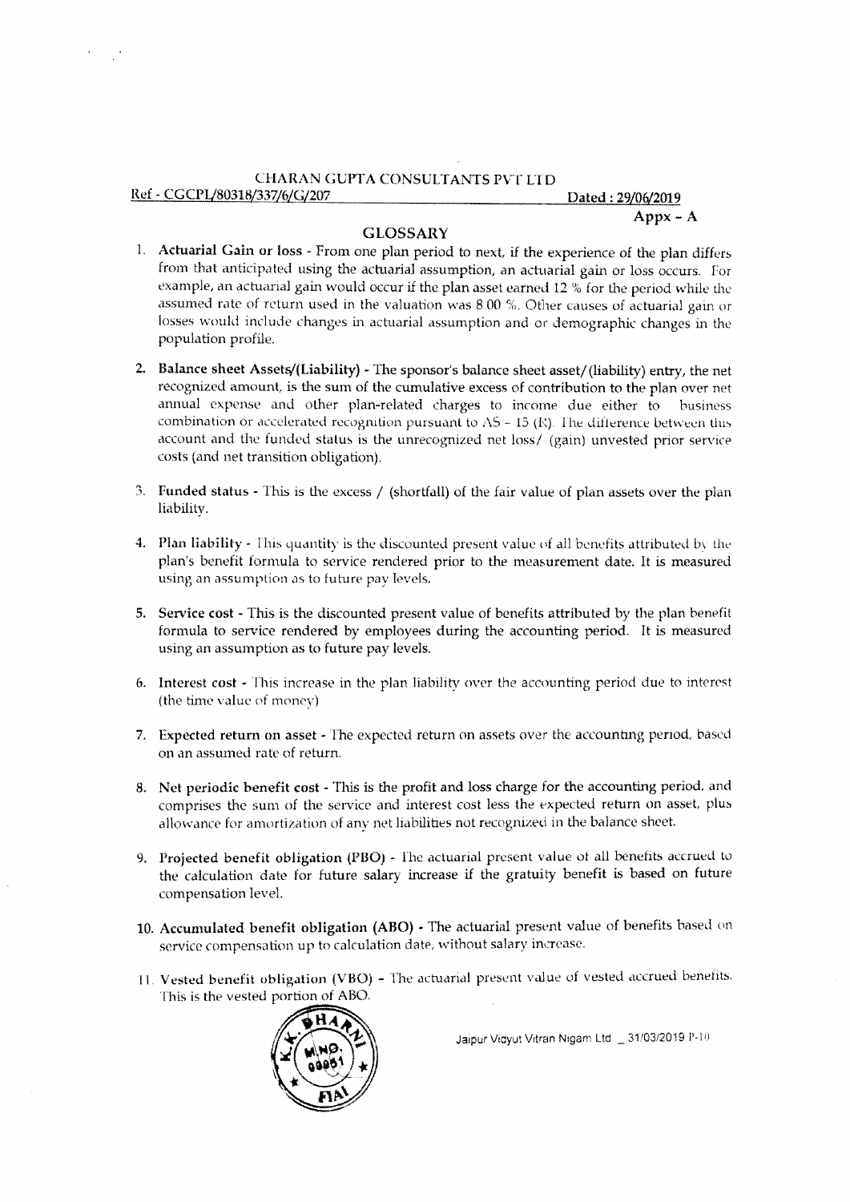CHARAN GUPTA CONSULTANTS PVT LTD

Ref - CGCPL/80318/337/6/G/207 Dated : 29/06/2019

**Appx – A**

## GLOSSARY

1. **Actuarial Gain or loss** - From one plan period to next, if the experience of the plan differs from that anticipated using the actuarial assumption, an actuarial gain or loss occurs. For example, an actuarial gain would occur if the plan asset earned 12 % for the period while the assumed rate of return used in the valuation was 8.00 %. Other causes of actuarial gain or losses would include changes in actuarial assumption and or demographic changes in the population profile.

2. **Balance sheet Assets/(Liability)** - The sponsor's balance sheet asset/(liability) entry, the net recognized amount, is the sum of the cumulative excess of contribution to the plan over net annual expense and other plan-related charges to income due either to business combination or accelerated recognition pursuant to AS – 15 (R). The difference between this account and the funded status is the unrecognized net loss/ (gain) unvested prior service costs (and net transition obligation).

3. **Funded status** - This is the excess / (shortfall) of the fair value of plan assets over the plan liability.

4. **Plan liability** - This quantity is the discounted present value of all benefits attributed by the plan's benefit formula to service rendered prior to the measurement date. It is measured using an assumption as to future pay levels.

5. **Service cost** - This is the discounted present value of benefits attributed by the plan benefit formula to service rendered by employees during the accounting period. It is measured using an assumption as to future pay levels.

6. **Interest cost** - This increase in the plan liability over the accounting period due to interest (the time value of money)

7. **Expected return on asset** - The expected return on assets over the accounting period, based on an assumed rate of return.

8. **Net periodic benefit cost** - This is the profit and loss charge for the accounting period, and comprises the sum of the service and interest cost less the expected return on asset, plus allowance for amortization of any net liabilities not recognized in the balance sheet.

9. **Projected benefit obligation (PBO)** - The actuarial present value of all benefits accrued to the calculation date for future salary increase if the gratuity benefit is based on future compensation level.

10. **Accumulated benefit obligation (ABO)** - The actuarial present value of benefits based on service compensation up to calculation date, without salary increase.

11. **Vested benefit obligation (VBO)** – The actuarial present value of vested accrued benefits. This is the vested portion of ABO.

Jaipur Vidyut Vitran Nigam Ltd _ 31/03/2019 P-10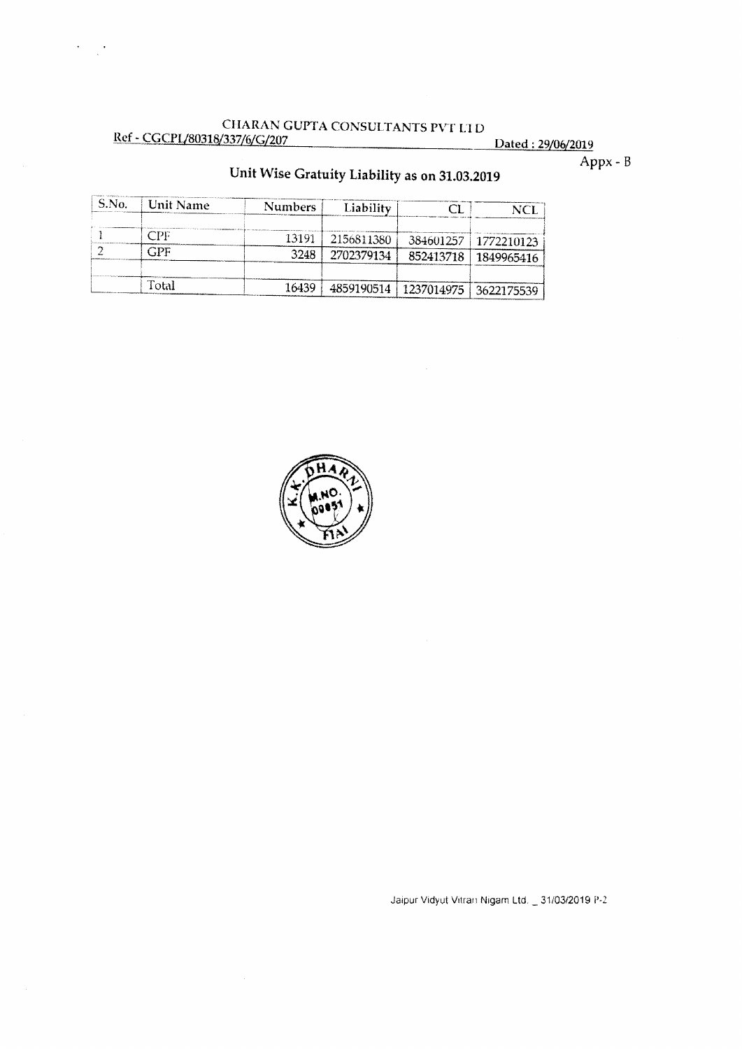CHARAN GUPTA CONSULTANTS PVT LTD

Ref - CGCPL/80318/337/6/G/207 Dated : 29/06/2019

Appx - B

## Unit Wise Gratuity Liability as on 31.03.2019

| S.No. | Unit Name | Numbers | Liability | CL | NCL |
|---|---|---|---|---|---|
| | | | | | |
| 1 | CPF | 13191 | 2156811380 | 384601257 | 1772210123 |
| 2 | GPF | 3248 | 2702379134 | 852413718 | 1849965416 |
| | | | | | |
| | Total | 16439 | 4859190514 | 1237014975 | 3622175539 |

K.K. DHARNI M.NO. 00051 FIAI

Jaipur Vidyut Vitran Nigam Ltd. _ 31/03/2019 P-2